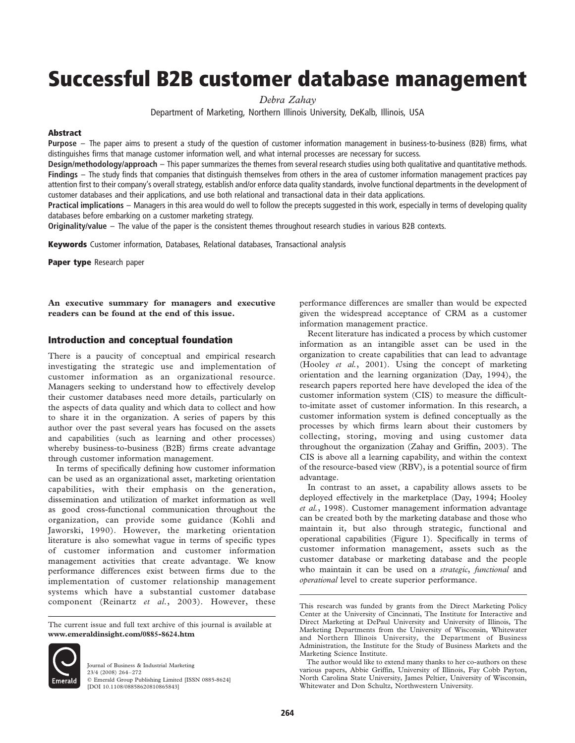# Successful B2B customer database management

*Debra Zahay*

Department of Marketing, Northern Illinois University, DeKalb, Illinois, USA

### Abstract

**Purpose** – The paper aims to present a study of the question of customer information management in business-to-business (B2B) firms, what distinguishes firms that manage customer information well, and what internal processes are necessary for success.

**Design/methodology/approach** – This paper summarizes the themes from several research studies using both qualitative and quantitative methods.

**Findings** – The study finds that companies that distinguish themselves from others in the area of customer information management practices pay attention first to their company's overall strategy, establish and/or enforce data quality standards, involve functional departments in the development of customer databases and their applications, and use both relational and transactional data in their data applications.

**Practical implications** – Managers in this area would do well to follow the precepts suggested in this work, especially in terms of developing quality databases before embarking on a customer marketing strategy.

**Originality/value** – The value of the paper is the consistent themes throughout research studies in various B2B contexts.

**Keywords** Customer information, Databases, Relational databases, Transactional analysis

**Paper type** Research paper

**An executive summary for managers and executive readers can be found at the end of this issue.**

## Introduction and conceptual foundation

There is a paucity of conceptual and empirical research investigating the strategic use and implementation of customer information as an organizational resource. Managers seeking to understand how to effectively develop their customer databases need more details, particularly on the aspects of data quality and which data to collect and how to share it in the organization. A series of papers by this author over the past several years has focused on the assets and capabilities (such as learning and other processes) whereby business-to-business (B2B) firms create advantage through customer information management.

In terms of specifically defining how customer information can be used as an organizational asset, marketing orientation capabilities, with their emphasis on the generation, dissemination and utilization of market information as well as good cross-functional communication throughout the organization, can provide some guidance (Kohli and Jaworski, 1990). However, the marketing orientation literature is also somewhat vague in terms of specific types of customer information and customer information management activities that create advantage. We know performance differences exist between firms due to the implementation of customer relationship management systems which have a substantial customer database component (Reinartz *et al.*, 2003). However, these performance differences are smaller than would be expected given the widespread acceptance of CRM as a customer information management practice.

Recent literature has indicated a process by which customer information as an intangible asset can be used in the organization to create capabilities that can lead to advantage (Hooley *et al.*, 2001). Using the concept of marketing orientation and the learning organization (Day, 1994), the research papers reported here have developed the idea of the customer information system (CIS) to measure the difficult-to-imitate asset of customer information. In this research, a customer information system is defined conceptually as the processes by which firms learn about their customers by collecting, storing, moving and using customer data throughout the organization (Zahay and Griffin, 2003). The CIS is above all a learning capability, and within the context of the resource-based view (RBV), is a potential source of firm advantage.

In contrast to an asset, a capability allows assets to be deployed effectively in the marketplace (Day, 1994; Hooley *et al.*, 1998). Customer management information advantage can be created both by the marketing database and those who maintain it, but also through strategic, functional and operational capabilities (Figure 1). Specifically in terms of customer information management, assets such as the customer database or marketing database and the people who maintain it can be used on a *strategic*, *functional* and *operational* level to create superior performance.

The current issue and full text archive of this journal is available at **www.emeraldinsight.com/0885-8624.htm**

Journal of Business & Industrial Marketing
23/4 (2008) 264–272
© Emerald Group Publishing Limited [ISSN 0885-8624]
[DOI 10.1108/08858620810865843]

This research was funded by grants from the Direct Marketing Policy Center at the University of Cincinnati, The Institute for Interactive and Direct Marketing at DePaul University and University of Illinois, The Marketing Departments from the University of Wisconsin, Whitewater and Northern Illinois University, the Department of Business Administration, the Institute for the Study of Business Markets and the Marketing Science Institute.

The author would like to extend many thanks to her co-authors on these various papers, Abbie Griffin, University of Illinois, Fay Cobb Payton, North Carolina State University, James Peltier, University of Wisconsin, Whitewater and Don Schultz, Northwestern University.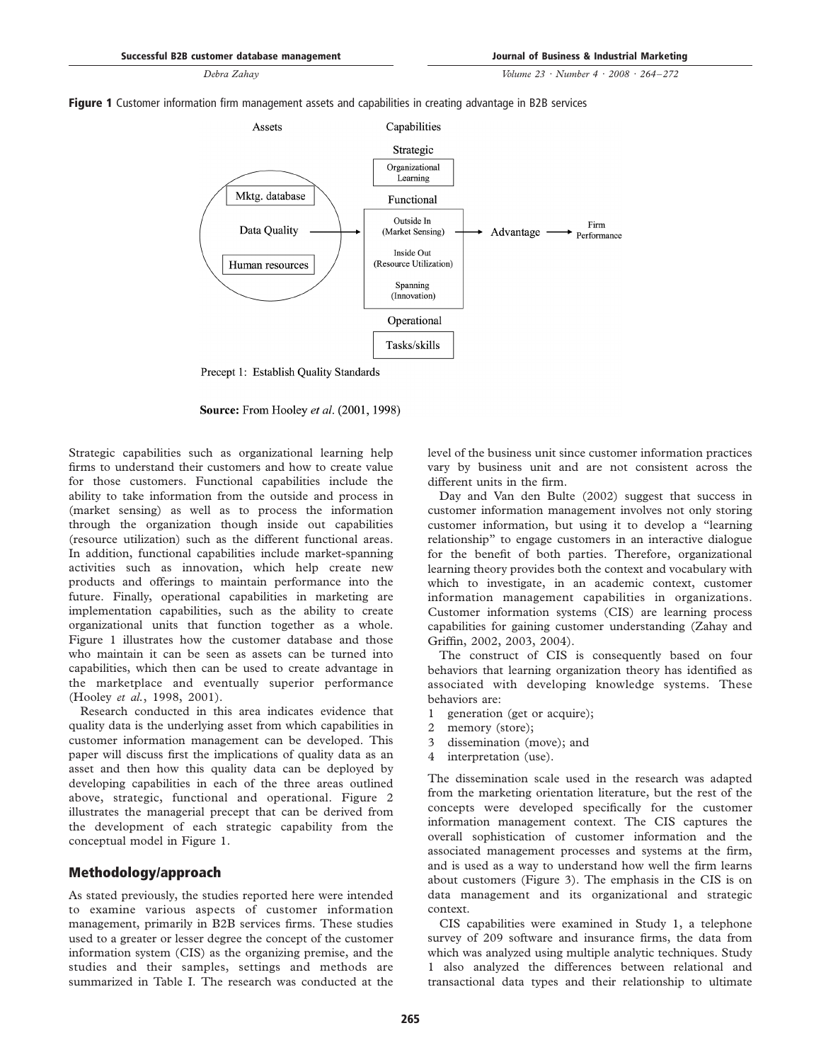**Figure 1** Customer information firm management assets and capabilities in creating advantage in B2B services

Assets | Capabilities

Strategic: Organizational Learning

Mktg. database / Data Quality / Human resources → Functional: Outside In (Market Sensing), Inside Out (Resource Utilization), Spanning (Innovation) → Advantage → Firm Performance

Operational: Tasks/skills

Precept 1: Establish Quality Standards

**Source:** From Hooley *et al*. (2001, 1998)

Strategic capabilities such as organizational learning help firms to understand their customers and how to create value for those customers. Functional capabilities include the ability to take information from the outside and process in (market sensing) as well as to process the information through the organization though inside out capabilities (resource utilization) such as the different functional areas. In addition, functional capabilities include market-spanning activities such as innovation, which help create new products and offerings to maintain performance into the future. Finally, operational capabilities in marketing are implementation capabilities, such as the ability to create organizational units that function together as a whole. Figure 1 illustrates how the customer database and those who maintain it can be seen as assets can be turned into capabilities, which then can be used to create advantage in the marketplace and eventually superior performance (Hooley *et al.*, 1998, 2001).

Research conducted in this area indicates evidence that quality data is the underlying asset from which capabilities in customer information management can be developed. This paper will discuss first the implications of quality data as an asset and then how this quality data can be deployed by developing capabilities in each of the three areas outlined above, strategic, functional and operational. Figure 2 illustrates the managerial precept that can be derived from the development of each strategic capability from the conceptual model in Figure 1.

## Methodology/approach

As stated previously, the studies reported here were intended to examine various aspects of customer information management, primarily in B2B services firms. These studies used to a greater or lesser degree the concept of the customer information system (CIS) as the organizing premise, and the studies and their samples, settings and methods are summarized in Table I. The research was conducted at the level of the business unit since customer information practices vary by business unit and are not consistent across the different units in the firm.

Day and Van den Bulte (2002) suggest that success in customer information management involves not only storing customer information, but using it to develop a "learning relationship" to engage customers in an interactive dialogue for the benefit of both parties. Therefore, organizational learning theory provides both the context and vocabulary with which to investigate, in an academic context, customer information management capabilities in organizations. Customer information systems (CIS) are learning process capabilities for gaining customer understanding (Zahay and Griffin, 2002, 2003, 2004).

The construct of CIS is consequently based on four behaviors that learning organization theory has identified as associated with developing knowledge systems. These behaviors are:

1. generation (get or acquire);
2. memory (store);
3. dissemination (move); and
4. interpretation (use).

The dissemination scale used in the research was adapted from the marketing orientation literature, but the rest of the concepts were developed specifically for the customer information management context. The CIS captures the overall sophistication of customer information and the associated management processes and systems at the firm, and is used as a way to understand how well the firm learns about customers (Figure 3). The emphasis in the CIS is on data management and its organizational and strategic context.

CIS capabilities were examined in Study 1, a telephone survey of 209 software and insurance firms, the data from which was analyzed using multiple analytic techniques. Study 1 also analyzed the differences between relational and transactional data types and their relationship to ultimate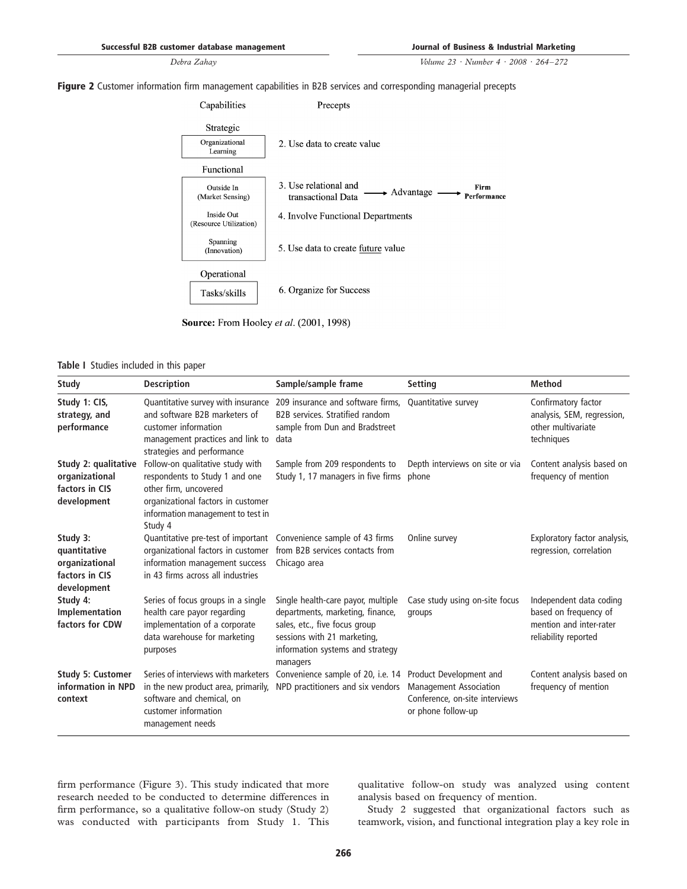**Figure 2** Customer information firm management capabilities in B2B services and corresponding managerial precepts

| Capabilities | Precepts |
|---|---|
| **Strategic** | |
| Organizational Learning | 2. Use data to create value |
| **Functional** | |
| Outside In (Market Sensing) | 3. Use relational and transactional Data → Advantage → Firm Performance |
| Inside Out (Resource Utilization) | 4. Involve Functional Departments |
| Spanning (Innovation) | 5. Use data to create future value |
| **Operational** | |
| Tasks/skills | 6. Organize for Success |

**Source:** From Hooley *et al*. (2001, 1998)

**Table I** Studies included in this paper

| Study | Description | Sample/sample frame | Setting | Method |
|---|---|---|---|---|
| **Study 1: CIS, strategy, and performance** | Quantitative survey with insurance and software B2B marketers of customer information management practices and link to strategies and performance | 209 insurance and software firms, B2B services. Stratified random sample from Dun and Bradstreet data | Quantitative survey | Confirmatory factor analysis, SEM, regression, other multivariate techniques |
| **Study 2: qualitative organizational factors in CIS development** | Follow-on qualitative study with respondents to Study 1 and one other firm, uncovered organizational factors in customer information management to test in Study 4 | Sample from 209 respondents to Study 1, 17 managers in five firms | Depth interviews on site or via phone | Content analysis based on frequency of mention |
| **Study 3: quantitative organizational factors in CIS development** | Quantitative pre-test of important organizational factors in customer information management success in 43 firms across all industries | Convenience sample of 43 firms from B2B services contacts from Chicago area | Online survey | Exploratory factor analysis, regression, correlation |
| **Study 4: Implementation factors for CDW** | Series of focus groups in a single health care payor regarding implementation of a corporate data warehouse for marketing purposes | Single health-care payor, multiple departments, marketing, finance, sales, etc., five focus group sessions with 21 marketing, information systems and strategy managers | Case study using on-site focus groups | Independent data coding based on frequency of mention and inter-rater reliability reported |
| **Study 5: Customer information in NPD context** | Series of interviews with marketers in the new product area, primarily, software and chemical, on customer information management needs | Convenience sample of 20, i.e. 14 NPD practitioners and six vendors | Product Development and Management Association Conference, on-site interviews or phone follow-up | Content analysis based on frequency of mention |

firm performance (Figure 3). This study indicated that more research needed to be conducted to determine differences in firm performance, so a qualitative follow-on study (Study 2) was conducted with participants from Study 1. This qualitative follow-on study was analyzed using content analysis based on frequency of mention.

Study 2 suggested that organizational factors such as teamwork, vision, and functional integration play a key role in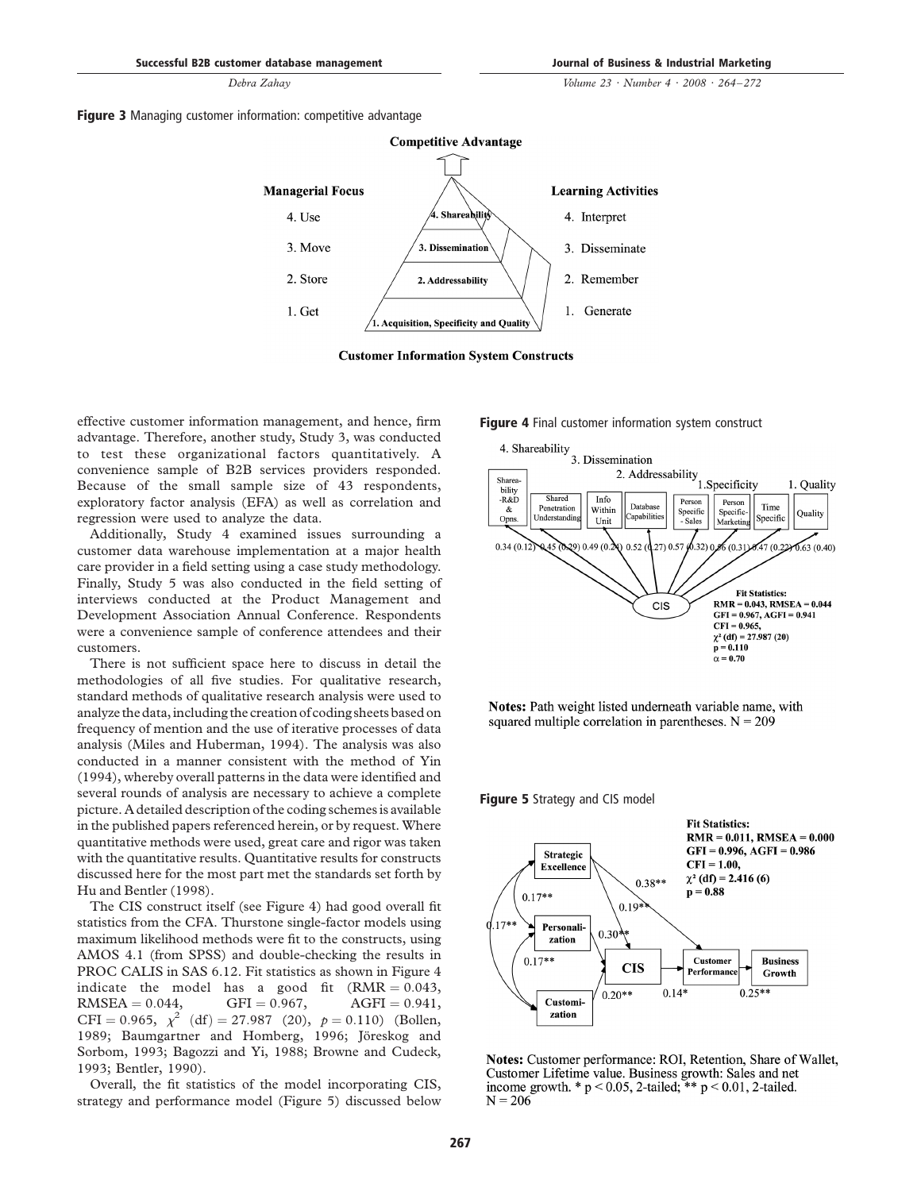**Figure 3** Managing customer information: competitive advantage

**Figure 4** Final customer information system construct

**Notes:** Path weight listed underneath variable name, with squared multiple correlation in parentheses. N = 209

**Figure 5** Strategy and CIS model

**Notes:** Customer performance: ROI, Retention, Share of Wallet, Customer Lifetime value. Business growth: Sales and net income growth. * $p < 0.05$, 2-tailed; ** $p < 0.01$, 2-tailed. N = 206

effective customer information management, and hence, firm advantage. Therefore, another study, Study 3, was conducted to test these organizational factors quantitatively. A convenience sample of B2B services providers responded. Because of the small sample size of 43 respondents, exploratory factor analysis (EFA) as well as correlation and regression were used to analyze the data.

Additionally, Study 4 examined issues surrounding a customer data warehouse implementation at a major health care provider in a field setting using a case study methodology. Finally, Study 5 was also conducted in the field setting of interviews conducted at the Product Management and Development Association Annual Conference. Respondents were a convenience sample of conference attendees and their customers.

There is not sufficient space here to discuss in detail the methodologies of all five studies. For qualitative research, standard methods of qualitative research analysis were used to analyze the data, including the creation of coding sheets based on frequency of mention and the use of iterative processes of data analysis (Miles and Huberman, 1994). The analysis was also conducted in a manner consistent with the method of Yin (1994), whereby overall patterns in the data were identified and several rounds of analysis are necessary to achieve a complete picture. A detailed description of the coding schemes is available in the published papers referenced herein, or by request. Where quantitative methods were used, great care and rigor was taken with the quantitative results. Quantitative results for constructs discussed here for the most part met the standards set forth by Hu and Bentler (1998).

The CIS construct itself (see Figure 4) had good overall fit statistics from the CFA. Thurstone single-factor models using maximum likelihood methods were fit to the constructs, using AMOS 4.1 (from SPSS) and double-checking the results in PROC CALIS in SAS 6.12. Fit statistics as shown in Figure 4 indicate the model has a good fit (RMR $= 0.043$, RMSEA $= 0.044$, GFI $= 0.967$, AGFI $= 0.941$, CFI $= 0.965$, $\chi^2$ (df) $= 27.987$ (20), $p = 0.110$) (Bollen, 1989; Baumgartner and Homberg, 1996; Jöreskog and Sorbom, 1993; Bagozzi and Yi, 1988; Browne and Cudeck, 1993; Bentler, 1990).

Overall, the fit statistics of the model incorporating CIS, strategy and performance model (Figure 5) discussed below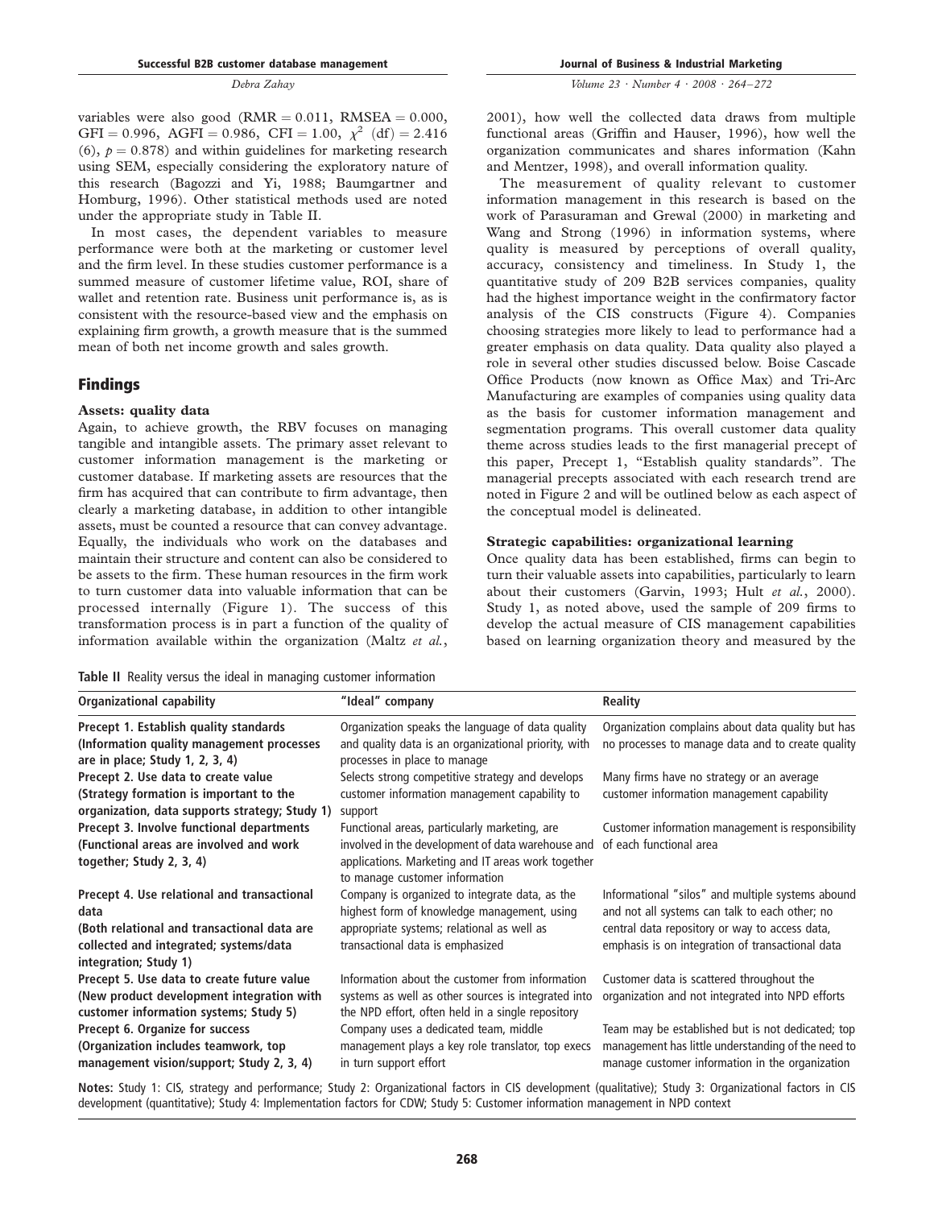variables were also good (RMR $= 0.011$, RMSEA $= 0.000$, GFI $= 0.996$, AGFI $= 0.986$, CFI $= 1.00$, $\chi^2$ (df) $= 2.416$ (6), $p = 0.878$) and within guidelines for marketing research using SEM, especially considering the exploratory nature of this research (Bagozzi and Yi, 1988; Baumgartner and Homburg, 1996). Other statistical methods used are noted under the appropriate study in Table II.

In most cases, the dependent variables to measure performance were both at the marketing or customer level and the firm level. In these studies customer performance is a summed measure of customer lifetime value, ROI, share of wallet and retention rate. Business unit performance is, as is consistent with the resource-based view and the emphasis on explaining firm growth, a growth measure that is the summed mean of both net income growth and sales growth.

## Findings

### Assets: quality data

Again, to achieve growth, the RBV focuses on managing tangible and intangible assets. The primary asset relevant to customer information management is the marketing or customer database. If marketing assets are resources that the firm has acquired that can contribute to firm advantage, then clearly a marketing database, in addition to other intangible assets, must be counted a resource that can convey advantage. Equally, the individuals who work on the databases and maintain their structure and content can also be considered to be assets to the firm. These human resources in the firm work to turn customer data into valuable information that can be processed internally (Figure 1). The success of this transformation process is in part a function of the quality of information available within the organization (Maltz *et al.*, 2001), how well the collected data draws from multiple functional areas (Griffin and Hauser, 1996), how well the organization communicates and shares information (Kahn and Mentzer, 1998), and overall information quality.

The measurement of quality relevant to customer information management in this research is based on the work of Parasuraman and Grewal (2000) in marketing and Wang and Strong (1996) in information systems, where quality is measured by perceptions of overall quality, accuracy, consistency and timeliness. In Study 1, the quantitative study of 209 B2B services companies, quality had the highest importance weight in the confirmatory factor analysis of the CIS constructs (Figure 4). Companies choosing strategies more likely to lead to performance had a greater emphasis on data quality. Data quality also played a role in several other studies discussed below. Boise Cascade Office Products (now known as Office Max) and Tri-Arc Manufacturing are examples of companies using quality data as the basis for customer information management and segmentation programs. This overall customer data quality theme across studies leads to the first managerial precept of this paper, Precept 1, "Establish quality standards". The managerial precepts associated with each research trend are noted in Figure 2 and will be outlined below as each aspect of the conceptual model is delineated.

### Strategic capabilities: organizational learning

Once quality data has been established, firms can begin to turn their valuable assets into capabilities, particularly to learn about their customers (Garvin, 1993; Hult *et al.*, 2000). Study 1, as noted above, used the sample of 209 firms to develop the actual measure of CIS management capabilities based on learning organization theory and measured by the

**Table II** Reality versus the ideal in managing customer information

| Organizational capability | "Ideal" company | Reality |
|---|---|---|
| **Precept 1. Establish quality standards (Information quality management processes are in place; Study 1, 2, 3, 4)** | Organization speaks the language of data quality and quality data is an organizational priority, with processes in place to manage | Organization complains about data quality but has no processes to manage data and to create quality |
| **Precept 2. Use data to create value (Strategy formation is important to the organization, data supports strategy; Study 1)** | Selects strong competitive strategy and develops customer information management capability to support | Many firms have no strategy or an average customer information management capability |
| **Precept 3. Involve functional departments (Functional areas are involved and work together; Study 2, 3, 4)** | Functional areas, particularly marketing, are involved in the development of data warehouse and applications. Marketing and IT areas work together to manage customer information | Customer information management is responsibility of each functional area |
| **Precept 4. Use relational and transactional data (Both relational and transactional data are collected and integrated; systems/data integration; Study 1)** | Company is organized to integrate data, as the highest form of knowledge management, using appropriate systems; relational as well as transactional data is emphasized | Informational "silos" and multiple systems abound and not all systems can talk to each other; no central data repository or way to access data, emphasis is on integration of transactional data |
| **Precept 5. Use data to create future value (New product development integration with customer information systems; Study 5)** | Information about the customer from information systems as well as other sources is integrated into the NPD effort, often held in a single repository | Customer data is scattered throughout the organization and not integrated into NPD efforts |
| **Precept 6. Organize for success (Organization includes teamwork, top management vision/support; Study 2, 3, 4)** | Company uses a dedicated team, middle management plays a key role translator, top execs in turn support effort | Team may be established but is not dedicated; top management has little understanding of the need to manage customer information in the organization |

**Notes:** Study 1: CIS, strategy and performance; Study 2: Organizational factors in CIS development (qualitative); Study 3: Organizational factors in CIS development (quantitative); Study 4: Implementation factors for CDW; Study 5: Customer information management in NPD context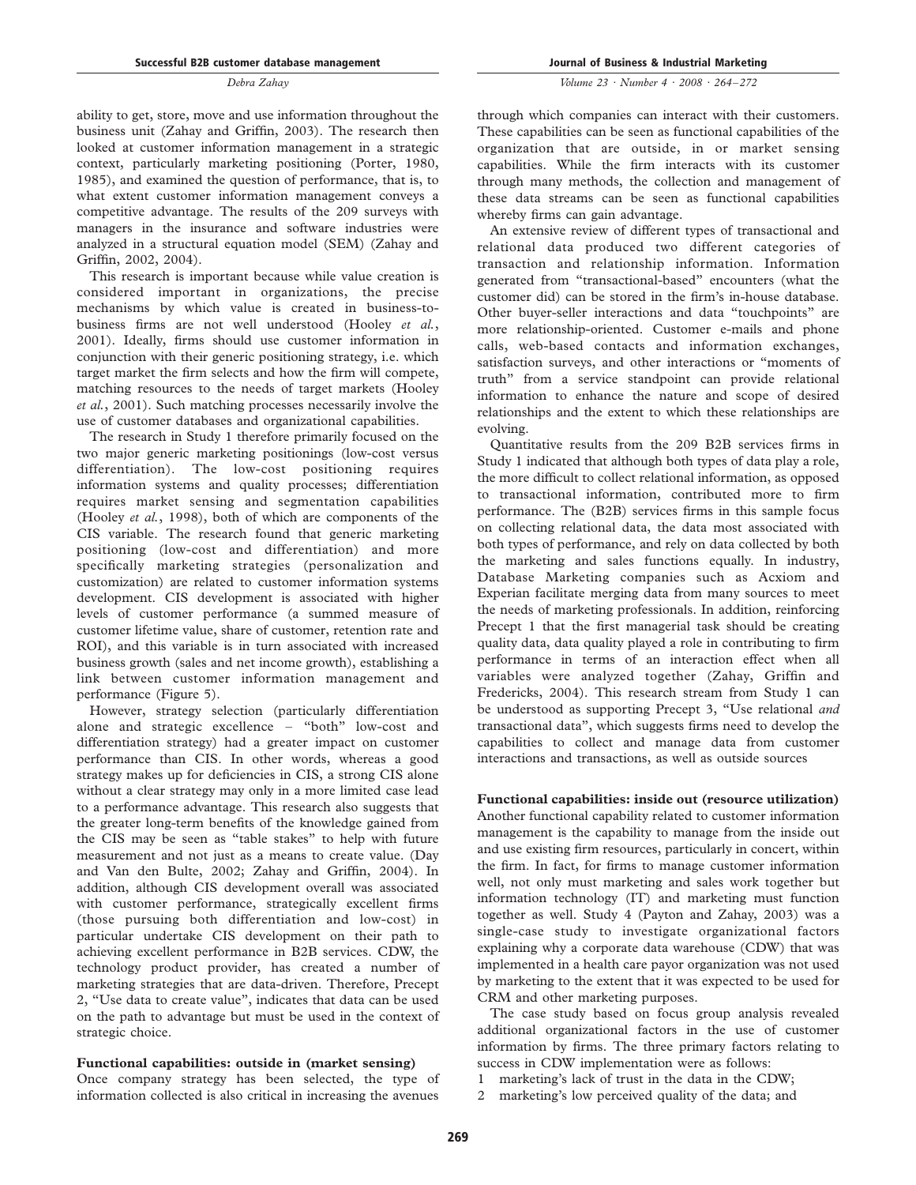ability to get, store, move and use information throughout the business unit (Zahay and Griffin, 2003). The research then looked at customer information management in a strategic context, particularly marketing positioning (Porter, 1980, 1985), and examined the question of performance, that is, to what extent customer information management conveys a competitive advantage. The results of the 209 surveys with managers in the insurance and software industries were analyzed in a structural equation model (SEM) (Zahay and Griffin, 2002, 2004).

This research is important because while value creation is considered important in organizations, the precise mechanisms by which value is created in business-to-business firms are not well understood (Hooley *et al.*, 2001). Ideally, firms should use customer information in conjunction with their generic positioning strategy, i.e. which target market the firm selects and how the firm will compete, matching resources to the needs of target markets (Hooley *et al.*, 2001). Such matching processes necessarily involve the use of customer databases and organizational capabilities.

The research in Study 1 therefore primarily focused on the two major generic marketing positionings (low-cost versus differentiation). The low-cost positioning requires information systems and quality processes; differentiation requires market sensing and segmentation capabilities (Hooley *et al.*, 1998), both of which are components of the CIS variable. The research found that generic marketing positioning (low-cost and differentiation) and more specifically marketing strategies (personalization and customization) are related to customer information systems development. CIS development is associated with higher levels of customer performance (a summed measure of customer lifetime value, share of customer, retention rate and ROI), and this variable is in turn associated with increased business growth (sales and net income growth), establishing a link between customer information management and performance (Figure 5).

However, strategy selection (particularly differentiation alone and strategic excellence – "both" low-cost and differentiation strategy) had a greater impact on customer performance than CIS. In other words, whereas a good strategy makes up for deficiencies in CIS, a strong CIS alone without a clear strategy may only in a more limited case lead to a performance advantage. This research also suggests that the greater long-term benefits of the knowledge gained from the CIS may be seen as "table stakes" to help with future measurement and not just as a means to create value. (Day and Van den Bulte, 2002; Zahay and Griffin, 2004). In addition, although CIS development overall was associated with customer performance, strategically excellent firms (those pursuing both differentiation and low-cost) in particular undertake CIS development on their path to achieving excellent performance in B2B services. CDW, the technology product provider, has created a number of marketing strategies that are data-driven. Therefore, Precept 2, "Use data to create value", indicates that data can be used on the path to advantage but must be used in the context of strategic choice.

### Functional capabilities: outside in (market sensing)

Once company strategy has been selected, the type of information collected is also critical in increasing the avenues through which companies can interact with their customers. These capabilities can be seen as functional capabilities of the organization that are outside, in or market sensing capabilities. While the firm interacts with its customer through many methods, the collection and management of these data streams can be seen as functional capabilities whereby firms can gain advantage.

An extensive review of different types of transactional and relational data produced two different categories of transaction and relationship information. Information generated from "transactional-based" encounters (what the customer did) can be stored in the firm's in-house database. Other buyer-seller interactions and data "touchpoints" are more relationship-oriented. Customer e-mails and phone calls, web-based contacts and information exchanges, satisfaction surveys, and other interactions or "moments of truth" from a service standpoint can provide relational information to enhance the nature and scope of desired relationships and the extent to which these relationships are evolving.

Quantitative results from the 209 B2B services firms in Study 1 indicated that although both types of data play a role, the more difficult to collect relational information, as opposed to transactional information, contributed more to firm performance. The (B2B) services firms in this sample focus on collecting relational data, the data most associated with both types of performance, and rely on data collected by both the marketing and sales functions equally. In industry, Database Marketing companies such as Acxiom and Experian facilitate merging data from many sources to meet the needs of marketing professionals. In addition, reinforcing Precept 1 that the first managerial task should be creating quality data, data quality played a role in contributing to firm performance in terms of an interaction effect when all variables were analyzed together (Zahay, Griffin and Fredericks, 2004). This research stream from Study 1 can be understood as supporting Precept 3, "Use relational *and* transactional data", which suggests firms need to develop the capabilities to collect and manage data from customer interactions and transactions, as well as outside sources

### Functional capabilities: inside out (resource utilization)

Another functional capability related to customer information management is the capability to manage from the inside out and use existing firm resources, particularly in concert, within the firm. In fact, for firms to manage customer information well, not only must marketing and sales work together but information technology (IT) and marketing must function together as well. Study 4 (Payton and Zahay, 2003) was a single-case study to investigate organizational factors explaining why a corporate data warehouse (CDW) that was implemented in a health care payor organization was not used by marketing to the extent that it was expected to be used for CRM and other marketing purposes.

The case study based on focus group analysis revealed additional organizational factors in the use of customer information by firms. The three primary factors relating to success in CDW implementation were as follows:

1. marketing's lack of trust in the data in the CDW;
2. marketing's low perceived quality of the data; and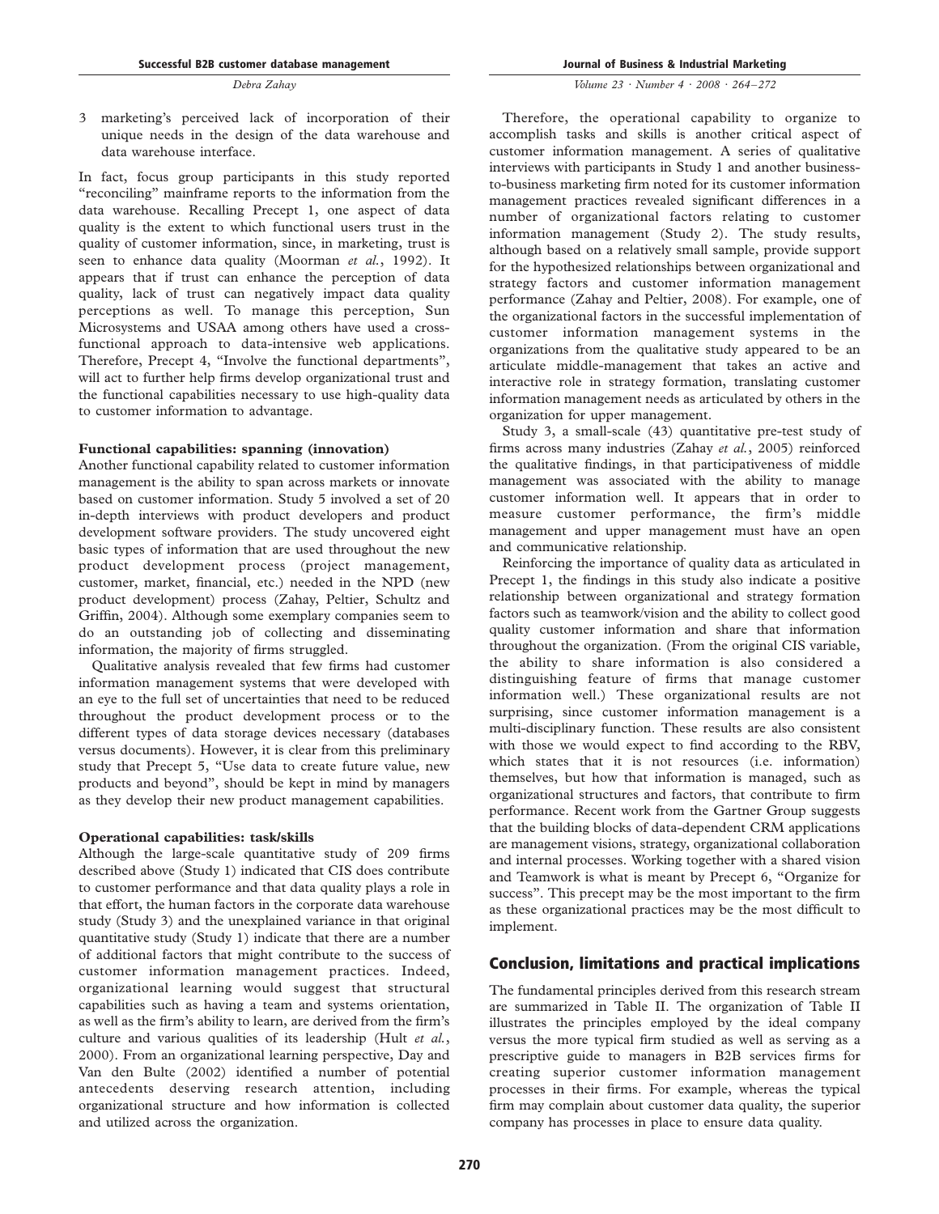3 marketing's perceived lack of incorporation of their unique needs in the design of the data warehouse and data warehouse interface.

In fact, focus group participants in this study reported "reconciling" mainframe reports to the information from the data warehouse. Recalling Precept 1, one aspect of data quality is the extent to which functional users trust in the quality of customer information, since, in marketing, trust is seen to enhance data quality (Moorman *et al.*, 1992). It appears that if trust can enhance the perception of data quality, lack of trust can negatively impact data quality perceptions as well. To manage this perception, Sun Microsystems and USAA among others have used a cross-functional approach to data-intensive web applications. Therefore, Precept 4, "Involve the functional departments", will act to further help firms develop organizational trust and the functional capabilities necessary to use high-quality data to customer information to advantage.

### Functional capabilities: spanning (innovation)

Another functional capability related to customer information management is the ability to span across markets or innovate based on customer information. Study 5 involved a set of 20 in-depth interviews with product developers and product development software providers. The study uncovered eight basic types of information that are used throughout the new product development process (project management, customer, market, financial, etc.) needed in the NPD (new product development) process (Zahay, Peltier, Schultz and Griffin, 2004). Although some exemplary companies seem to do an outstanding job of collecting and disseminating information, the majority of firms struggled.

Qualitative analysis revealed that few firms had customer information management systems that were developed with an eye to the full set of uncertainties that need to be reduced throughout the product development process or to the different types of data storage devices necessary (databases versus documents). However, it is clear from this preliminary study that Precept 5, "Use data to create future value, new products and beyond", should be kept in mind by managers as they develop their new product management capabilities.

### Operational capabilities: task/skills

Although the large-scale quantitative study of 209 firms described above (Study 1) indicated that CIS does contribute to customer performance and that data quality plays a role in that effort, the human factors in the corporate data warehouse study (Study 3) and the unexplained variance in that original quantitative study (Study 1) indicate that there are a number of additional factors that might contribute to the success of customer information management practices. Indeed, organizational learning would suggest that structural capabilities such as having a team and systems orientation, as well as the firm's ability to learn, are derived from the firm's culture and various qualities of its leadership (Hult *et al.*, 2000). From an organizational learning perspective, Day and Van den Bulte (2002) identified a number of potential antecedents deserving research attention, including organizational structure and how information is collected and utilized across the organization.

Therefore, the operational capability to organize to accomplish tasks and skills is another critical aspect of customer information management. A series of qualitative interviews with participants in Study 1 and another business-to-business marketing firm noted for its customer information management practices revealed significant differences in a number of organizational factors relating to customer information management (Study 2). The study results, although based on a relatively small sample, provide support for the hypothesized relationships between organizational and strategy factors and customer information management performance (Zahay and Peltier, 2008). For example, one of the organizational factors in the successful implementation of customer information management systems in the organizations from the qualitative study appeared to be an articulate middle-management that takes an active and interactive role in strategy formation, translating customer information management needs as articulated by others in the organization for upper management.

Study 3, a small-scale (43) quantitative pre-test study of firms across many industries (Zahay *et al.*, 2005) reinforced the qualitative findings, in that participativeness of middle management was associated with the ability to manage customer information well. It appears that in order to measure customer performance, the firm's middle management and upper management must have an open and communicative relationship.

Reinforcing the importance of quality data as articulated in Precept 1, the findings in this study also indicate a positive relationship between organizational and strategy formation factors such as teamwork/vision and the ability to collect good quality customer information and share that information throughout the organization. (From the original CIS variable, the ability to share information is also considered a distinguishing feature of firms that manage customer information well.) These organizational results are not surprising, since customer information management is a multi-disciplinary function. These results are also consistent with those we would expect to find according to the RBV, which states that it is not resources (i.e. information) themselves, but how that information is managed, such as organizational structures and factors, that contribute to firm performance. Recent work from the Gartner Group suggests that the building blocks of data-dependent CRM applications are management visions, strategy, organizational collaboration and internal processes. Working together with a shared vision and Teamwork is what is meant by Precept 6, "Organize for success". This precept may be the most important to the firm as these organizational practices may be the most difficult to implement.

## Conclusion, limitations and practical implications

The fundamental principles derived from this research stream are summarized in Table II. The organization of Table II illustrates the principles employed by the ideal company versus the more typical firm studied as well as serving as a prescriptive guide to managers in B2B services firms for creating superior customer information management processes in their firms. For example, whereas the typical firm may complain about customer data quality, the superior company has processes in place to ensure data quality.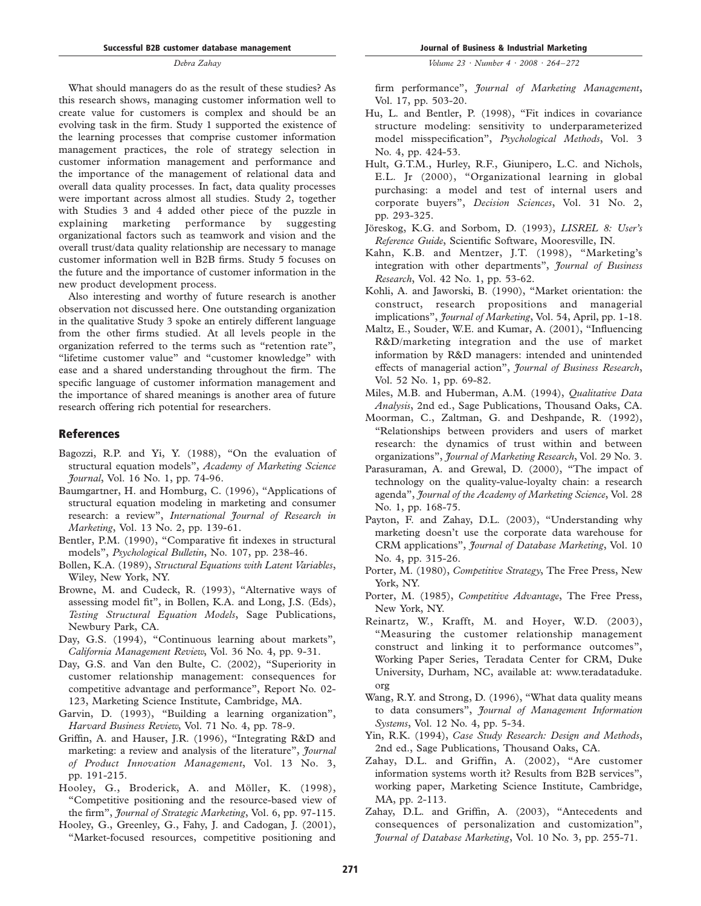What should managers do as the result of these studies? As this research shows, managing customer information well to create value for customers is complex and should be an evolving task in the firm. Study 1 supported the existence of the learning processes that comprise customer information management practices, the role of strategy selection in customer information management and performance and the importance of the management of relational data and overall data quality processes. In fact, data quality processes were important across almost all studies. Study 2, together with Studies 3 and 4 added other piece of the puzzle in explaining marketing performance by suggesting organizational factors such as teamwork and vision and the overall trust/data quality relationship are necessary to manage customer information well in B2B firms. Study 5 focuses on the future and the importance of customer information in the new product development process.

Also interesting and worthy of future research is another observation not discussed here. One outstanding organization in the qualitative Study 3 spoke an entirely different language from the other firms studied. At all levels people in the organization referred to the terms such as "retention rate", "lifetime customer value" and "customer knowledge" with ease and a shared understanding throughout the firm. The specific language of customer information management and the importance of shared meanings is another area of future research offering rich potential for researchers.

## References

Bagozzi, R.P. and Yi, Y. (1988), "On the evaluation of structural equation models", *Academy of Marketing Science Journal*, Vol. 16 No. 1, pp. 74-96.

Baumgartner, H. and Homburg, C. (1996), "Applications of structural equation modeling in marketing and consumer research: a review", *International Journal of Research in Marketing*, Vol. 13 No. 2, pp. 139-61.

Bentler, P.M. (1990), "Comparative fit indexes in structural models", *Psychological Bulletin*, No. 107, pp. 238-46.

Bollen, K.A. (1989), *Structural Equations with Latent Variables*, Wiley, New York, NY.

Browne, M. and Cudeck, R. (1993), "Alternative ways of assessing model fit", in Bollen, K.A. and Long, J.S. (Eds), *Testing Structural Equation Models*, Sage Publications, Newbury Park, CA.

Day, G.S. (1994), "Continuous learning about markets", *California Management Review*, Vol. 36 No. 4, pp. 9-31.

Day, G.S. and Van den Bulte, C. (2002), "Superiority in customer relationship management: consequences for competitive advantage and performance", Report No. 02-123, Marketing Science Institute, Cambridge, MA.

Garvin, D. (1993), "Building a learning organization", *Harvard Business Review*, Vol. 71 No. 4, pp. 78-9.

Griffin, A. and Hauser, J.R. (1996), "Integrating R&D and marketing: a review and analysis of the literature", *Journal of Product Innovation Management*, Vol. 13 No. 3, pp. 191-215.

Hooley, G., Broderick, A. and Möller, K. (1998), "Competitive positioning and the resource-based view of the firm", *Journal of Strategic Marketing*, Vol. 6, pp. 97-115.

Hooley, G., Greenley, G., Fahy, J. and Cadogan, J. (2001), "Market-focused resources, competitive positioning and firm performance", *Journal of Marketing Management*, Vol. 17, pp. 503-20.

Hu, L. and Bentler, P. (1998), "Fit indices in covariance structure modeling: sensitivity to underparameterized model misspecification", *Psychological Methods*, Vol. 3 No. 4, pp. 424-53.

Hult, G.T.M., Hurley, R.F., Giunipero, L.C. and Nichols, E.L. Jr (2000), "Organizational learning in global purchasing: a model and test of internal users and corporate buyers", *Decision Sciences*, Vol. 31 No. 2, pp. 293-325.

Jöreskog, K.G. and Sorbom, D. (1993), *LISREL 8: User's Reference Guide*, Scientific Software, Mooresville, IN.

Kahn, K.B. and Mentzer, J.T. (1998), "Marketing's integration with other departments", *Journal of Business Research*, Vol. 42 No. 1, pp. 53-62.

Kohli, A. and Jaworski, B. (1990), "Market orientation: the construct, research propositions and managerial implications", *Journal of Marketing*, Vol. 54, April, pp. 1-18.

Maltz, E., Souder, W.E. and Kumar, A. (2001), "Influencing R&D/marketing integration and the use of market information by R&D managers: intended and unintended effects of managerial action", *Journal of Business Research*, Vol. 52 No. 1, pp. 69-82.

Miles, M.B. and Huberman, A.M. (1994), *Qualitative Data Analysis*, 2nd ed., Sage Publications, Thousand Oaks, CA.

Moorman, C., Zaltman, G. and Deshpande, R. (1992), "Relationships between providers and users of market research: the dynamics of trust within and between organizations", *Journal of Marketing Research*, Vol. 29 No. 3.

Parasuraman, A. and Grewal, D. (2000), "The impact of technology on the quality-value-loyalty chain: a research agenda", *Journal of the Academy of Marketing Science*, Vol. 28 No. 1, pp. 168-75.

Payton, F. and Zahay, D.L. (2003), "Understanding why marketing doesn't use the corporate data warehouse for CRM applications", *Journal of Database Marketing*, Vol. 10 No. 4, pp. 315-26.

Porter, M. (1980), *Competitive Strategy*, The Free Press, New York, NY.

Porter, M. (1985), *Competitive Advantage*, The Free Press, New York, NY.

Reinartz, W., Krafft, M. and Hoyer, W.D. (2003), "Measuring the customer relationship management construct and linking it to performance outcomes", Working Paper Series, Teradata Center for CRM, Duke University, Durham, NC, available at: www.teradataduke.org

Wang, R.Y. and Strong, D. (1996), "What data quality means to data consumers", *Journal of Management Information Systems*, Vol. 12 No. 4, pp. 5-34.

Yin, R.K. (1994), *Case Study Research: Design and Methods*, 2nd ed., Sage Publications, Thousand Oaks, CA.

Zahay, D.L. and Griffin, A. (2002), "Are customer information systems worth it? Results from B2B services", working paper, Marketing Science Institute, Cambridge, MA, pp. 2-113.

Zahay, D.L. and Griffin, A. (2003), "Antecedents and consequences of personalization and customization", *Journal of Database Marketing*, Vol. 10 No. 3, pp. 255-71.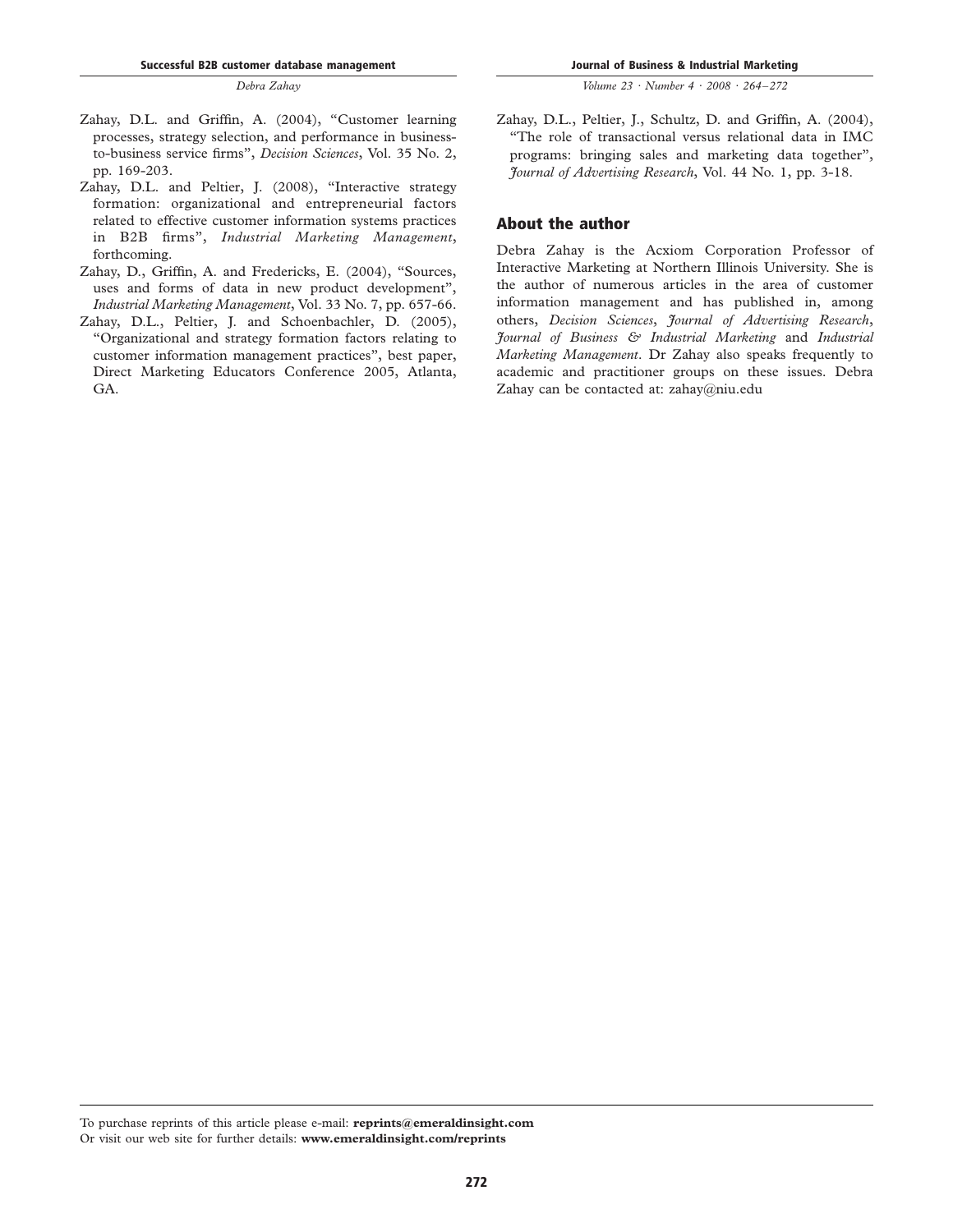Zahay, D.L. and Griffin, A. (2004), "Customer learning processes, strategy selection, and performance in business-to-business service firms", *Decision Sciences*, Vol. 35 No. 2, pp. 169-203.

Zahay, D.L. and Peltier, J. (2008), "Interactive strategy formation: organizational and entrepreneurial factors related to effective customer information systems practices in B2B firms", *Industrial Marketing Management*, forthcoming.

Zahay, D., Griffin, A. and Fredericks, E. (2004), "Sources, uses and forms of data in new product development", *Industrial Marketing Management*, Vol. 33 No. 7, pp. 657-66.

Zahay, D.L., Peltier, J. and Schoenbachler, D. (2005), "Organizational and strategy formation factors relating to customer information management practices", best paper, Direct Marketing Educators Conference 2005, Atlanta, GA.

Zahay, D.L., Peltier, J., Schultz, D. and Griffin, A. (2004), "The role of transactional versus relational data in IMC programs: bringing sales and marketing data together", *Journal of Advertising Research*, Vol. 44 No. 1, pp. 3-18.

## About the author

Debra Zahay is the Acxiom Corporation Professor of Interactive Marketing at Northern Illinois University. She is the author of numerous articles in the area of customer information management and has published in, among others, *Decision Sciences*, *Journal of Advertising Research*, *Journal of Business & Industrial Marketing* and *Industrial Marketing Management*. Dr Zahay also speaks frequently to academic and practitioner groups on these issues. Debra Zahay can be contacted at: zahay@niu.edu

To purchase reprints of this article please e-mail: **reprints@emeraldinsight.com**
Or visit our web site for further details: **www.emeraldinsight.com/reprints**